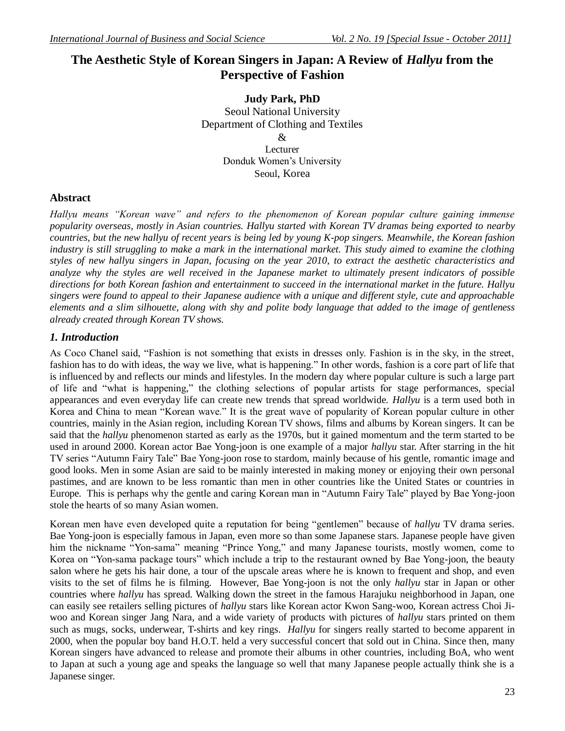# The Aesthetic Style of Korean Singers in Japan: A Review of *Hallyu* from the Perspective of Fashion

**Judy Park, PhD**
Seoul National University
Department of Clothing and Textiles
&
Lecturer
Donduk Women's University
Seoul, Korea

## Abstract

*Hallyu means "Korean wave" and refers to the phenomenon of Korean popular culture gaining immense popularity overseas, mostly in Asian countries. Hallyu started with Korean TV dramas being exported to nearby countries, but the new hallyu of recent years is being led by young K-pop singers. Meanwhile, the Korean fashion industry is still struggling to make a mark in the international market. This study aimed to examine the clothing styles of new hallyu singers in Japan, focusing on the year 2010, to extract the aesthetic characteristics and analyze why the styles are well received in the Japanese market to ultimately present indicators of possible directions for both Korean fashion and entertainment to succeed in the international market in the future. Hallyu singers were found to appeal to their Japanese audience with a unique and different style, cute and approachable elements and a slim silhouette, along with shy and polite body language that added to the image of gentleness already created through Korean TV shows.*

## *1. Introduction*

As Coco Chanel said, "Fashion is not something that exists in dresses only. Fashion is in the sky, in the street, fashion has to do with ideas, the way we live, what is happening." In other words, fashion is a core part of life that is influenced by and reflects our minds and lifestyles. In the modern day where popular culture is such a large part of life and "what is happening," the clothing selections of popular artists for stage performances, special appearances and even everyday life can create new trends that spread worldwide. *Hallyu* is a term used both in Korea and China to mean "Korean wave." It is the great wave of popularity of Korean popular culture in other countries, mainly in the Asian region, including Korean TV shows, films and albums by Korean singers. It can be said that the *hallyu* phenomenon started as early as the 1970s, but it gained momentum and the term started to be used in around 2000. Korean actor Bae Yong-joon is one example of a major *hallyu* star. After starring in the hit TV series "Autumn Fairy Tale" Bae Yong-joon rose to stardom, mainly because of his gentle, romantic image and good looks. Men in some Asian are said to be mainly interested in making money or enjoying their own personal pastimes, and are known to be less romantic than men in other countries like the United States or countries in Europe. This is perhaps why the gentle and caring Korean man in "Autumn Fairy Tale" played by Bae Yong-joon stole the hearts of so many Asian women.

Korean men have even developed quite a reputation for being "gentlemen" because of *hallyu* TV drama series. Bae Yong-joon is especially famous in Japan, even more so than some Japanese stars. Japanese people have given him the nickname "Yon-sama" meaning "Prince Yong," and many Japanese tourists, mostly women, come to Korea on "Yon-sama package tours" which include a trip to the restaurant owned by Bae Yong-joon, the beauty salon where he gets his hair done, a tour of the upscale areas where he is known to frequent and shop, and even visits to the set of films he is filming. However, Bae Yong-joon is not the only *hallyu* star in Japan or other countries where *hallyu* has spread. Walking down the street in the famous Harajuku neighborhood in Japan, one can easily see retailers selling pictures of *hallyu* stars like Korean actor Kwon Sang-woo, Korean actress Choi Ji-woo and Korean singer Jang Nara, and a wide variety of products with pictures of *hallyu* stars printed on them such as mugs, socks, underwear, T-shirts and key rings. *Hallyu* for singers really started to become apparent in 2000, when the popular boy band H.O.T. held a very successful concert that sold out in China. Since then, many Korean singers have advanced to release and promote their albums in other countries, including BoA, who went to Japan at such a young age and speaks the language so well that many Japanese people actually think she is a Japanese singer.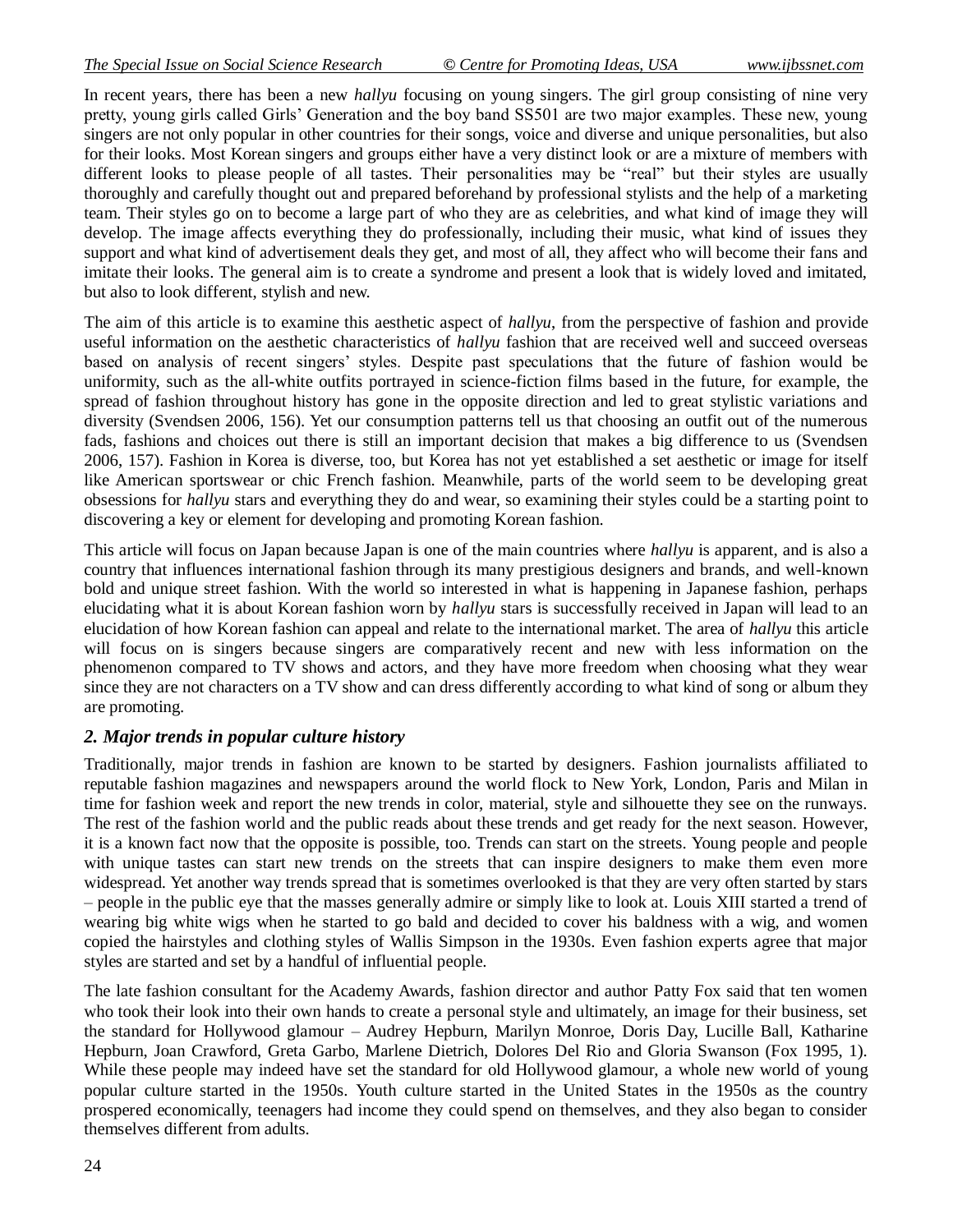In recent years, there has been a new *hallyu* focusing on young singers. The girl group consisting of nine very pretty, young girls called Girls' Generation and the boy band SS501 are two major examples. These new, young singers are not only popular in other countries for their songs, voice and diverse and unique personalities, but also for their looks. Most Korean singers and groups either have a very distinct look or are a mixture of members with different looks to please people of all tastes. Their personalities may be "real" but their styles are usually thoroughly and carefully thought out and prepared beforehand by professional stylists and the help of a marketing team. Their styles go on to become a large part of who they are as celebrities, and what kind of image they will develop. The image affects everything they do professionally, including their music, what kind of issues they support and what kind of advertisement deals they get, and most of all, they affect who will become their fans and imitate their looks. The general aim is to create a syndrome and present a look that is widely loved and imitated, but also to look different, stylish and new.

The aim of this article is to examine this aesthetic aspect of *hallyu*, from the perspective of fashion and provide useful information on the aesthetic characteristics of *hallyu* fashion that are received well and succeed overseas based on analysis of recent singers' styles. Despite past speculations that the future of fashion would be uniformity, such as the all-white outfits portrayed in science-fiction films based in the future, for example, the spread of fashion throughout history has gone in the opposite direction and led to great stylistic variations and diversity (Svendsen 2006, 156). Yet our consumption patterns tell us that choosing an outfit out of the numerous fads, fashions and choices out there is still an important decision that makes a big difference to us (Svendsen 2006, 157). Fashion in Korea is diverse, too, but Korea has not yet established a set aesthetic or image for itself like American sportswear or chic French fashion. Meanwhile, parts of the world seem to be developing great obsessions for *hallyu* stars and everything they do and wear, so examining their styles could be a starting point to discovering a key or element for developing and promoting Korean fashion.

This article will focus on Japan because Japan is one of the main countries where *hallyu* is apparent, and is also a country that influences international fashion through its many prestigious designers and brands, and well-known bold and unique street fashion. With the world so interested in what is happening in Japanese fashion, perhaps elucidating what it is about Korean fashion worn by *hallyu* stars is successfully received in Japan will lead to an elucidation of how Korean fashion can appeal and relate to the international market. The area of *hallyu* this article will focus on is singers because singers are comparatively recent and new with less information on the phenomenon compared to TV shows and actors, and they have more freedom when choosing what they wear since they are not characters on a TV show and can dress differently according to what kind of song or album they are promoting.

## *2. Major trends in popular culture history*

Traditionally, major trends in fashion are known to be started by designers. Fashion journalists affiliated to reputable fashion magazines and newspapers around the world flock to New York, London, Paris and Milan in time for fashion week and report the new trends in color, material, style and silhouette they see on the runways. The rest of the fashion world and the public reads about these trends and get ready for the next season. However, it is a known fact now that the opposite is possible, too. Trends can start on the streets. Young people and people with unique tastes can start new trends on the streets that can inspire designers to make them even more widespread. Yet another way trends spread that is sometimes overlooked is that they are very often started by stars – people in the public eye that the masses generally admire or simply like to look at. Louis XIII started a trend of wearing big white wigs when he started to go bald and decided to cover his baldness with a wig, and women copied the hairstyles and clothing styles of Wallis Simpson in the 1930s. Even fashion experts agree that major styles are started and set by a handful of influential people.

The late fashion consultant for the Academy Awards, fashion director and author Patty Fox said that ten women who took their look into their own hands to create a personal style and ultimately, an image for their business, set the standard for Hollywood glamour – Audrey Hepburn, Marilyn Monroe, Doris Day, Lucille Ball, Katharine Hepburn, Joan Crawford, Greta Garbo, Marlene Dietrich, Dolores Del Rio and Gloria Swanson (Fox 1995, 1). While these people may indeed have set the standard for old Hollywood glamour, a whole new world of young popular culture started in the 1950s. Youth culture started in the United States in the 1950s as the country prospered economically, teenagers had income they could spend on themselves, and they also began to consider themselves different from adults.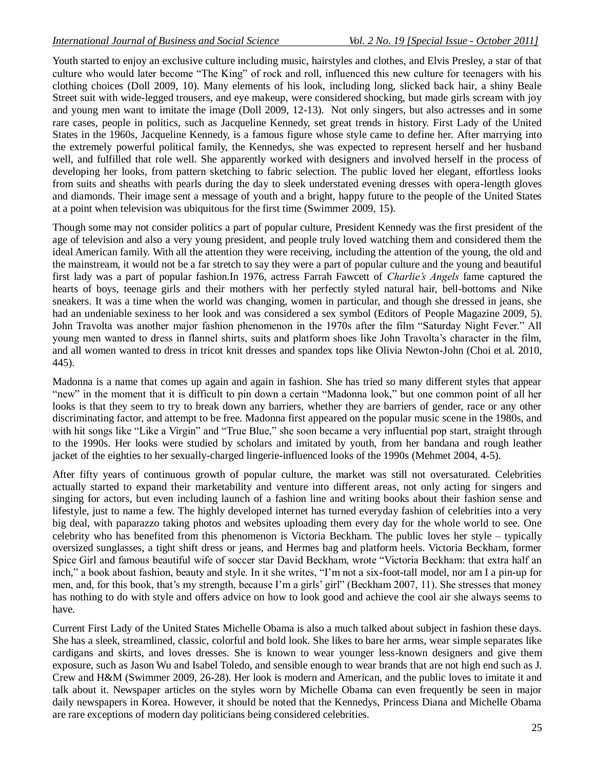Youth started to enjoy an exclusive culture including music, hairstyles and clothes, and Elvis Presley, a star of that culture who would later become "The King" of rock and roll, influenced this new culture for teenagers with his clothing choices (Doll 2009, 10). Many elements of his look, including long, slicked back hair, a shiny Beale Street suit with wide-legged trousers, and eye makeup, were considered shocking, but made girls scream with joy and young men want to imitate the image (Doll 2009, 12-13). Not only singers, but also actresses and in some rare cases, people in politics, such as Jacqueline Kennedy, set great trends in history. First Lady of the United States in the 1960s, Jacqueline Kennedy, is a famous figure whose style came to define her. After marrying into the extremely powerful political family, the Kennedys, she was expected to represent herself and her husband well, and fulfilled that role well. She apparently worked with designers and involved herself in the process of developing her looks, from pattern sketching to fabric selection. The public loved her elegant, effortless looks from suits and sheaths with pearls during the day to sleek understated evening dresses with opera-length gloves and diamonds. Their image sent a message of youth and a bright, happy future to the people of the United States at a point when television was ubiquitous for the first time (Swimmer 2009, 15).

Though some may not consider politics a part of popular culture, President Kennedy was the first president of the age of television and also a very young president, and people truly loved watching them and considered them the ideal American family. With all the attention they were receiving, including the attention of the young, the old and the mainstream, it would not be a far stretch to say they were a part of popular culture and the young and beautiful first lady was a part of popular fashion.In 1976, actress Farrah Fawcett of *Charlie's Angels* fame captured the hearts of boys, teenage girls and their mothers with her perfectly styled natural hair, bell-bottoms and Nike sneakers. It was a time when the world was changing, women in particular, and though she dressed in jeans, she had an undeniable sexiness to her look and was considered a sex symbol (Editors of People Magazine 2009, 5). John Travolta was another major fashion phenomenon in the 1970s after the film "Saturday Night Fever." All young men wanted to dress in flannel shirts, suits and platform shoes like John Travolta's character in the film, and all women wanted to dress in tricot knit dresses and spandex tops like Olivia Newton-John (Choi et al. 2010, 445).

Madonna is a name that comes up again and again in fashion. She has tried so many different styles that appear "new" in the moment that it is difficult to pin down a certain "Madonna look," but one common point of all her looks is that they seem to try to break down any barriers, whether they are barriers of gender, race or any other discriminating factor, and attempt to be free. Madonna first appeared on the popular music scene in the 1980s, and with hit songs like "Like a Virgin" and "True Blue," she soon became a very influential pop start, straight through to the 1990s. Her looks were studied by scholars and imitated by youth, from her bandana and rough leather jacket of the eighties to her sexually-charged lingerie-influenced looks of the 1990s (Mehmet 2004, 4-5).

After fifty years of continuous growth of popular culture, the market was still not oversaturated. Celebrities actually started to expand their marketability and venture into different areas, not only acting for singers and singing for actors, but even including launch of a fashion line and writing books about their fashion sense and lifestyle, just to name a few. The highly developed internet has turned everyday fashion of celebrities into a very big deal, with paparazzo taking photos and websites uploading them every day for the whole world to see. One celebrity who has benefited from this phenomenon is Victoria Beckham. The public loves her style – typically oversized sunglasses, a tight shift dress or jeans, and Hermes bag and platform heels. Victoria Beckham, former Spice Girl and famous beautiful wife of soccer star David Beckham, wrote "Victoria Beckham: that extra half an inch," a book about fashion, beauty and style. In it she writes, "I'm not a six-foot-tall model, nor am I a pin-up for men, and, for this book, that's my strength, because I'm a girls' girl" (Beckham 2007, 11). She stresses that money has nothing to do with style and offers advice on how to look good and achieve the cool air she always seems to have.

Current First Lady of the United States Michelle Obama is also a much talked about subject in fashion these days. She has a sleek, streamlined, classic, colorful and bold look. She likes to bare her arms, wear simple separates like cardigans and skirts, and loves dresses. She is known to wear younger less-known designers and give them exposure, such as Jason Wu and Isabel Toledo, and sensible enough to wear brands that are not high end such as J. Crew and H&M (Swimmer 2009, 26-28). Her look is modern and American, and the public loves to imitate it and talk about it. Newspaper articles on the styles worn by Michelle Obama can even frequently be seen in major daily newspapers in Korea. However, it should be noted that the Kennedys, Princess Diana and Michelle Obama are rare exceptions of modern day politicians being considered celebrities.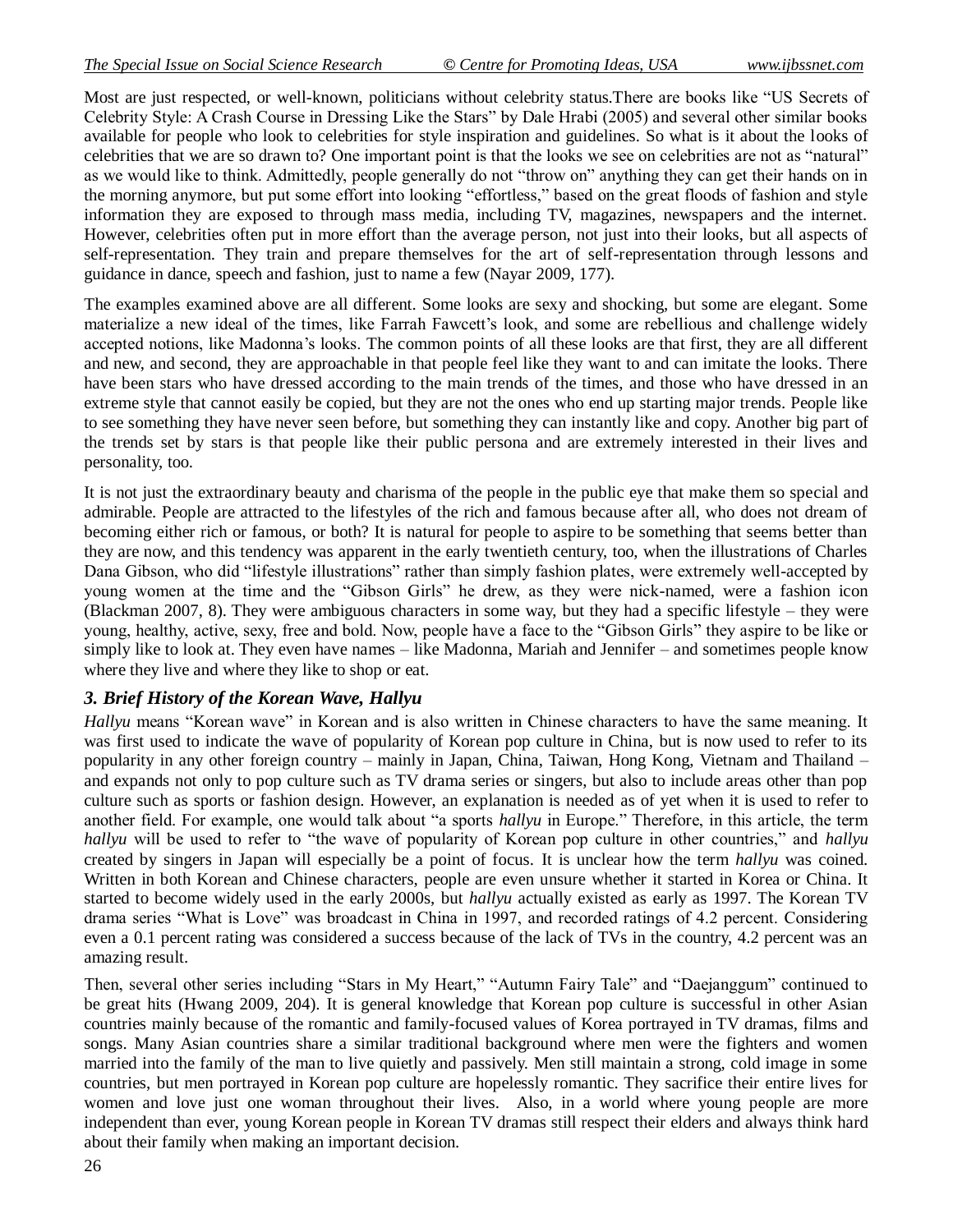Most are just respected, or well-known, politicians without celebrity status.There are books like "US Secrets of Celebrity Style: A Crash Course in Dressing Like the Stars" by Dale Hrabi (2005) and several other similar books available for people who look to celebrities for style inspiration and guidelines. So what is it about the looks of celebrities that we are so drawn to? One important point is that the looks we see on celebrities are not as "natural" as we would like to think. Admittedly, people generally do not "throw on" anything they can get their hands on in the morning anymore, but put some effort into looking "effortless," based on the great floods of fashion and style information they are exposed to through mass media, including TV, magazines, newspapers and the internet. However, celebrities often put in more effort than the average person, not just into their looks, but all aspects of self-representation. They train and prepare themselves for the art of self-representation through lessons and guidance in dance, speech and fashion, just to name a few (Nayar 2009, 177).

The examples examined above are all different. Some looks are sexy and shocking, but some are elegant. Some materialize a new ideal of the times, like Farrah Fawcett's look, and some are rebellious and challenge widely accepted notions, like Madonna's looks. The common points of all these looks are that first, they are all different and new, and second, they are approachable in that people feel like they want to and can imitate the looks. There have been stars who have dressed according to the main trends of the times, and those who have dressed in an extreme style that cannot easily be copied, but they are not the ones who end up starting major trends. People like to see something they have never seen before, but something they can instantly like and copy. Another big part of the trends set by stars is that people like their public persona and are extremely interested in their lives and personality, too.

It is not just the extraordinary beauty and charisma of the people in the public eye that make them so special and admirable. People are attracted to the lifestyles of the rich and famous because after all, who does not dream of becoming either rich or famous, or both? It is natural for people to aspire to be something that seems better than they are now, and this tendency was apparent in the early twentieth century, too, when the illustrations of Charles Dana Gibson, who did "lifestyle illustrations" rather than simply fashion plates, were extremely well-accepted by young women at the time and the "Gibson Girls" he drew, as they were nick-named, were a fashion icon (Blackman 2007, 8). They were ambiguous characters in some way, but they had a specific lifestyle – they were young, healthy, active, sexy, free and bold. Now, people have a face to the "Gibson Girls" they aspire to be like or simply like to look at. They even have names – like Madonna, Mariah and Jennifer – and sometimes people know where they live and where they like to shop or eat.

### *3. Brief History of the Korean Wave, Hallyu*

*Hallyu* means "Korean wave" in Korean and is also written in Chinese characters to have the same meaning. It was first used to indicate the wave of popularity of Korean pop culture in China, but is now used to refer to its popularity in any other foreign country – mainly in Japan, China, Taiwan, Hong Kong, Vietnam and Thailand – and expands not only to pop culture such as TV drama series or singers, but also to include areas other than pop culture such as sports or fashion design. However, an explanation is needed as of yet when it is used to refer to another field. For example, one would talk about "a sports *hallyu* in Europe." Therefore, in this article, the term *hallyu* will be used to refer to "the wave of popularity of Korean pop culture in other countries," and *hallyu* created by singers in Japan will especially be a point of focus. It is unclear how the term *hallyu* was coined. Written in both Korean and Chinese characters, people are even unsure whether it started in Korea or China. It started to become widely used in the early 2000s, but *hallyu* actually existed as early as 1997. The Korean TV drama series "What is Love" was broadcast in China in 1997, and recorded ratings of 4.2 percent. Considering even a 0.1 percent rating was considered a success because of the lack of TVs in the country, 4.2 percent was an amazing result.

Then, several other series including "Stars in My Heart," "Autumn Fairy Tale" and "Daejanggum" continued to be great hits (Hwang 2009, 204). It is general knowledge that Korean pop culture is successful in other Asian countries mainly because of the romantic and family-focused values of Korea portrayed in TV dramas, films and songs. Many Asian countries share a similar traditional background where men were the fighters and women married into the family of the man to live quietly and passively. Men still maintain a strong, cold image in some countries, but men portrayed in Korean pop culture are hopelessly romantic. They sacrifice their entire lives for women and love just one woman throughout their lives. Also, in a world where young people are more independent than ever, young Korean people in Korean TV dramas still respect their elders and always think hard about their family when making an important decision.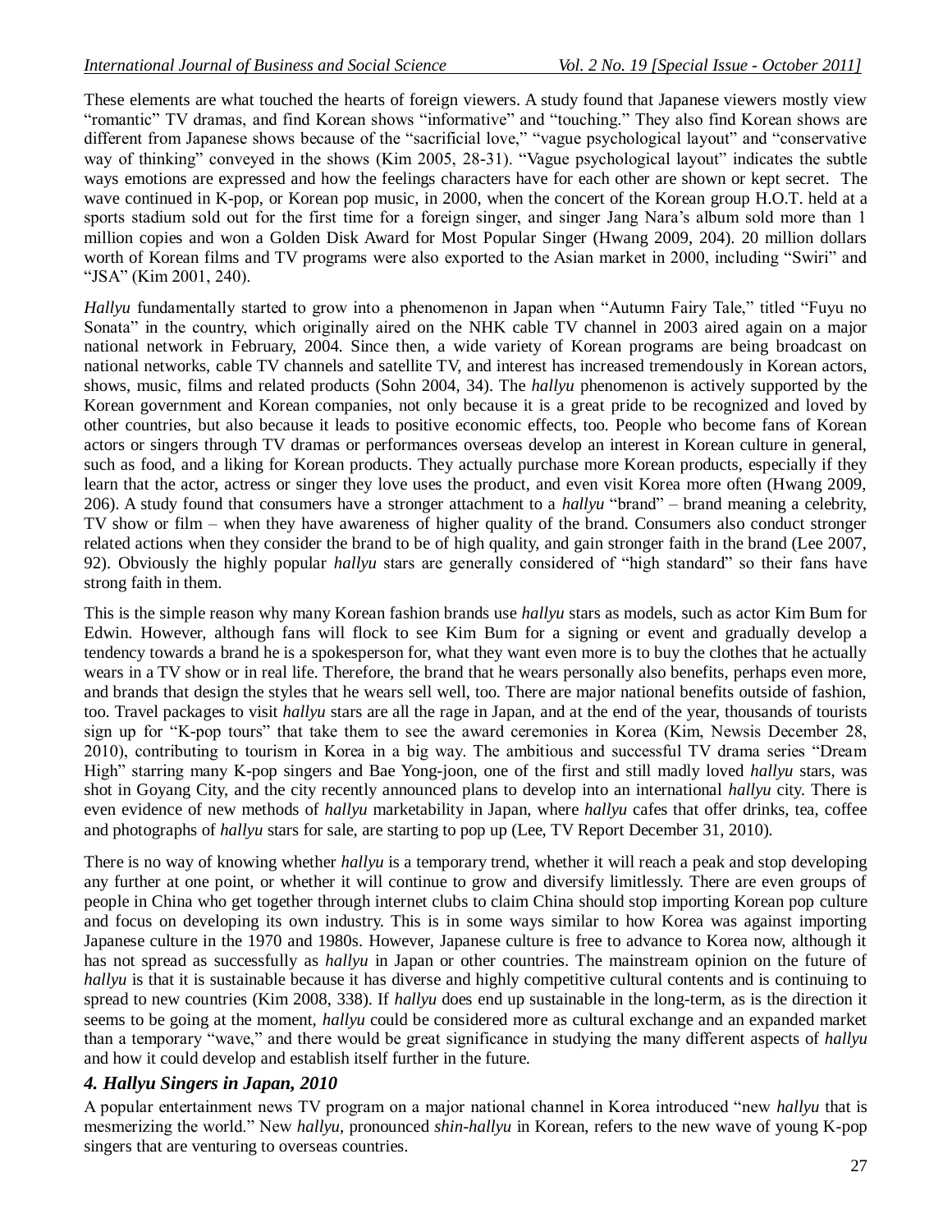These elements are what touched the hearts of foreign viewers. A study found that Japanese viewers mostly view "romantic" TV dramas, and find Korean shows "informative" and "touching." They also find Korean shows are different from Japanese shows because of the "sacrificial love," "vague psychological layout" and "conservative way of thinking" conveyed in the shows (Kim 2005, 28-31). "Vague psychological layout" indicates the subtle ways emotions are expressed and how the feelings characters have for each other are shown or kept secret. The wave continued in K-pop, or Korean pop music, in 2000, when the concert of the Korean group H.O.T. held at a sports stadium sold out for the first time for a foreign singer, and singer Jang Nara's album sold more than 1 million copies and won a Golden Disk Award for Most Popular Singer (Hwang 2009, 204). 20 million dollars worth of Korean films and TV programs were also exported to the Asian market in 2000, including "Swiri" and "JSA" (Kim 2001, 240).

*Hallyu* fundamentally started to grow into a phenomenon in Japan when "Autumn Fairy Tale," titled "Fuyu no Sonata" in the country, which originally aired on the NHK cable TV channel in 2003 aired again on a major national network in February, 2004. Since then, a wide variety of Korean programs are being broadcast on national networks, cable TV channels and satellite TV, and interest has increased tremendously in Korean actors, shows, music, films and related products (Sohn 2004, 34). The *hallyu* phenomenon is actively supported by the Korean government and Korean companies, not only because it is a great pride to be recognized and loved by other countries, but also because it leads to positive economic effects, too. People who become fans of Korean actors or singers through TV dramas or performances overseas develop an interest in Korean culture in general, such as food, and a liking for Korean products. They actually purchase more Korean products, especially if they learn that the actor, actress or singer they love uses the product, and even visit Korea more often (Hwang 2009, 206). A study found that consumers have a stronger attachment to a *hallyu* "brand" – brand meaning a celebrity, TV show or film – when they have awareness of higher quality of the brand. Consumers also conduct stronger related actions when they consider the brand to be of high quality, and gain stronger faith in the brand (Lee 2007, 92). Obviously the highly popular *hallyu* stars are generally considered of "high standard" so their fans have strong faith in them.

This is the simple reason why many Korean fashion brands use *hallyu* stars as models, such as actor Kim Bum for Edwin. However, although fans will flock to see Kim Bum for a signing or event and gradually develop a tendency towards a brand he is a spokesperson for, what they want even more is to buy the clothes that he actually wears in a TV show or in real life. Therefore, the brand that he wears personally also benefits, perhaps even more, and brands that design the styles that he wears sell well, too. There are major national benefits outside of fashion, too. Travel packages to visit *hallyu* stars are all the rage in Japan, and at the end of the year, thousands of tourists sign up for "K-pop tours" that take them to see the award ceremonies in Korea (Kim, Newsis December 28, 2010), contributing to tourism in Korea in a big way. The ambitious and successful TV drama series "Dream High" starring many K-pop singers and Bae Yong-joon, one of the first and still madly loved *hallyu* stars, was shot in Goyang City, and the city recently announced plans to develop into an international *hallyu* city. There is even evidence of new methods of *hallyu* marketability in Japan, where *hallyu* cafes that offer drinks, tea, coffee and photographs of *hallyu* stars for sale, are starting to pop up (Lee, TV Report December 31, 2010).

There is no way of knowing whether *hallyu* is a temporary trend, whether it will reach a peak and stop developing any further at one point, or whether it will continue to grow and diversify limitlessly. There are even groups of people in China who get together through internet clubs to claim China should stop importing Korean pop culture and focus on developing its own industry. This is in some ways similar to how Korea was against importing Japanese culture in the 1970 and 1980s. However, Japanese culture is free to advance to Korea now, although it has not spread as successfully as *hallyu* in Japan or other countries. The mainstream opinion on the future of *hallyu* is that it is sustainable because it has diverse and highly competitive cultural contents and is continuing to spread to new countries (Kim 2008, 338). If *hallyu* does end up sustainable in the long-term, as is the direction it seems to be going at the moment, *hallyu* could be considered more as cultural exchange and an expanded market than a temporary "wave," and there would be great significance in studying the many different aspects of *hallyu* and how it could develop and establish itself further in the future.

## *4. Hallyu Singers in Japan, 2010*

A popular entertainment news TV program on a major national channel in Korea introduced "new *hallyu* that is mesmerizing the world." New *hallyu*, pronounced *shin-hallyu* in Korean, refers to the new wave of young K-pop singers that are venturing to overseas countries.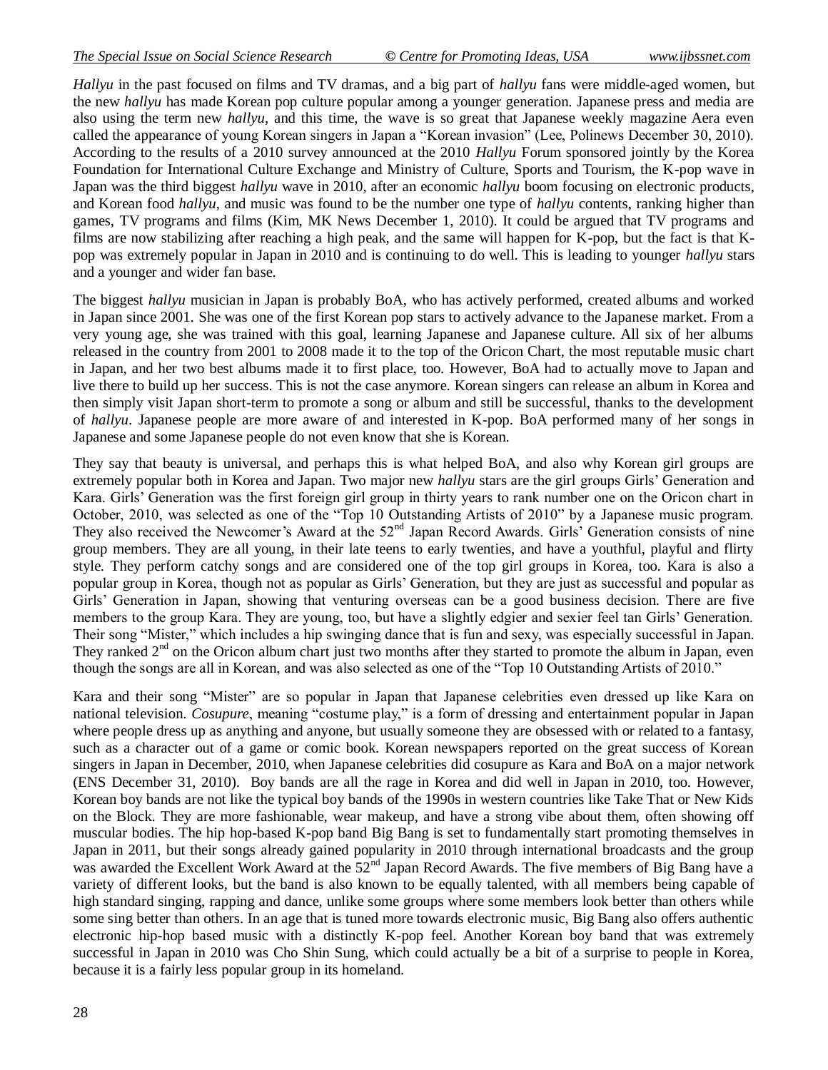*Hallyu* in the past focused on films and TV dramas, and a big part of *hallyu* fans were middle-aged women, but the new *hallyu* has made Korean pop culture popular among a younger generation. Japanese press and media are also using the term new *hallyu*, and this time, the wave is so great that Japanese weekly magazine Aera even called the appearance of young Korean singers in Japan a "Korean invasion" (Lee, Polinews December 30, 2010). According to the results of a 2010 survey announced at the 2010 *Hallyu* Forum sponsored jointly by the Korea Foundation for International Culture Exchange and Ministry of Culture, Sports and Tourism, the K-pop wave in Japan was the third biggest *hallyu* wave in 2010, after an economic *hallyu* boom focusing on electronic products, and Korean food *hallyu*, and music was found to be the number one type of *hallyu* contents, ranking higher than games, TV programs and films (Kim, MK News December 1, 2010). It could be argued that TV programs and films are now stabilizing after reaching a high peak, and the same will happen for K-pop, but the fact is that K-pop was extremely popular in Japan in 2010 and is continuing to do well. This is leading to younger *hallyu* stars and a younger and wider fan base.

The biggest *hallyu* musician in Japan is probably BoA, who has actively performed, created albums and worked in Japan since 2001. She was one of the first Korean pop stars to actively advance to the Japanese market. From a very young age, she was trained with this goal, learning Japanese and Japanese culture. All six of her albums released in the country from 2001 to 2008 made it to the top of the Oricon Chart, the most reputable music chart in Japan, and her two best albums made it to first place, too. However, BoA had to actually move to Japan and live there to build up her success. This is not the case anymore. Korean singers can release an album in Korea and then simply visit Japan short-term to promote a song or album and still be successful, thanks to the development of *hallyu*. Japanese people are more aware of and interested in K-pop. BoA performed many of her songs in Japanese and some Japanese people do not even know that she is Korean.

They say that beauty is universal, and perhaps this is what helped BoA, and also why Korean girl groups are extremely popular both in Korea and Japan. Two major new *hallyu* stars are the girl groups Girls' Generation and Kara. Girls' Generation was the first foreign girl group in thirty years to rank number one on the Oricon chart in October, 2010, was selected as one of the "Top 10 Outstanding Artists of 2010" by a Japanese music program. They also received the Newcomer's Award at the 52nd Japan Record Awards. Girls' Generation consists of nine group members. They are all young, in their late teens to early twenties, and have a youthful, playful and flirty style. They perform catchy songs and are considered one of the top girl groups in Korea, too. Kara is also a popular group in Korea, though not as popular as Girls' Generation, but they are just as successful and popular as Girls' Generation in Japan, showing that venturing overseas can be a good business decision. There are five members to the group Kara. They are young, too, but have a slightly edgier and sexier feel tan Girls' Generation. Their song "Mister," which includes a hip swinging dance that is fun and sexy, was especially successful in Japan. They ranked 2nd on the Oricon album chart just two months after they started to promote the album in Japan, even though the songs are all in Korean, and was also selected as one of the "Top 10 Outstanding Artists of 2010."

Kara and their song "Mister" are so popular in Japan that Japanese celebrities even dressed up like Kara on national television. *Cosupure*, meaning "costume play," is a form of dressing and entertainment popular in Japan where people dress up as anything and anyone, but usually someone they are obsessed with or related to a fantasy, such as a character out of a game or comic book. Korean newspapers reported on the great success of Korean singers in Japan in December, 2010, when Japanese celebrities did cosupure as Kara and BoA on a major network (ENS December 31, 2010). Boy bands are all the rage in Korea and did well in Japan in 2010, too. However, Korean boy bands are not like the typical boy bands of the 1990s in western countries like Take That or New Kids on the Block. They are more fashionable, wear makeup, and have a strong vibe about them, often showing off muscular bodies. The hip hop-based K-pop band Big Bang is set to fundamentally start promoting themselves in Japan in 2011, but their songs already gained popularity in 2010 through international broadcasts and the group was awarded the Excellent Work Award at the 52nd Japan Record Awards. The five members of Big Bang have a variety of different looks, but the band is also known to be equally talented, with all members being capable of high standard singing, rapping and dance, unlike some groups where some members look better than others while some sing better than others. In an age that is tuned more towards electronic music, Big Bang also offers authentic electronic hip-hop based music with a distinctly K-pop feel. Another Korean boy band that was extremely successful in Japan in 2010 was Cho Shin Sung, which could actually be a bit of a surprise to people in Korea, because it is a fairly less popular group in its homeland.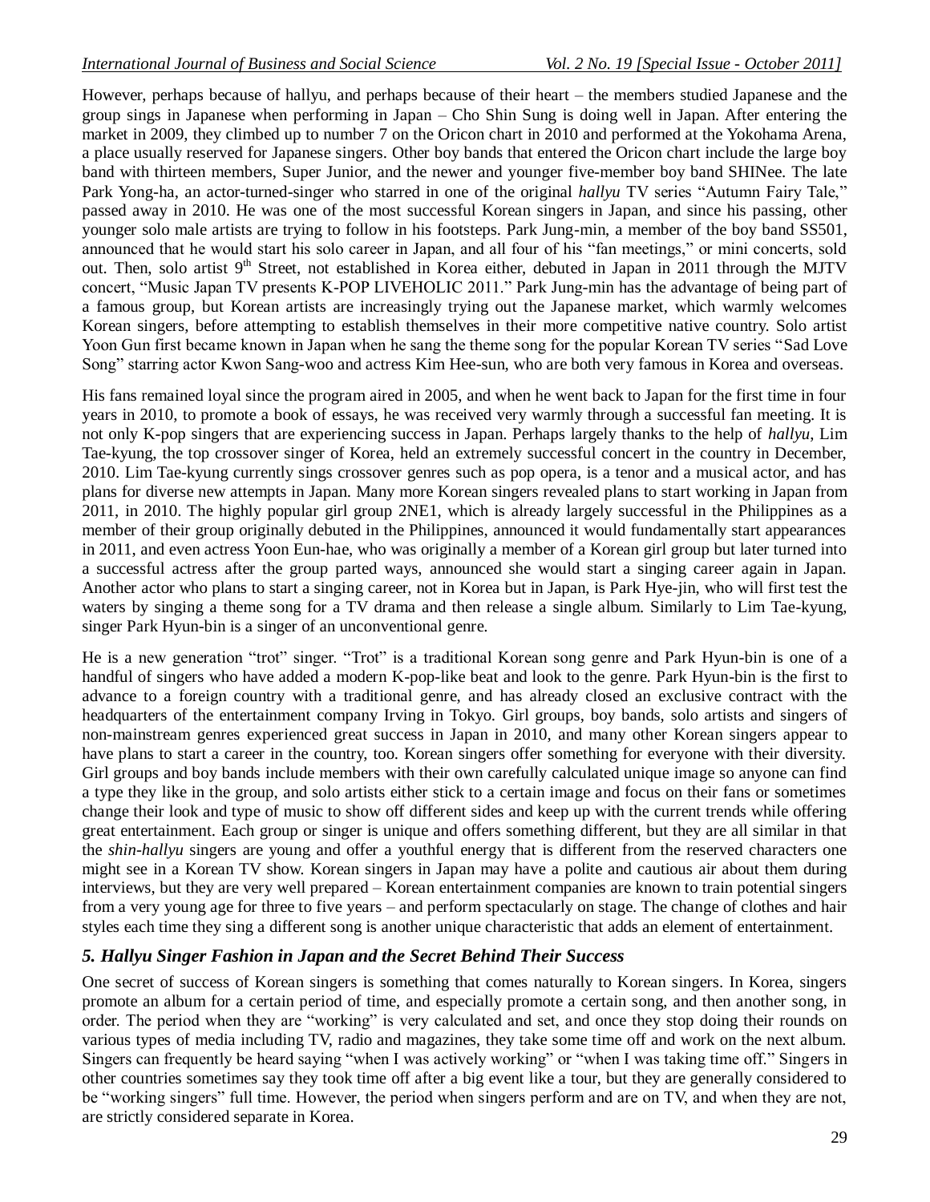However, perhaps because of hallyu, and perhaps because of their heart – the members studied Japanese and the group sings in Japanese when performing in Japan – Cho Shin Sung is doing well in Japan. After entering the market in 2009, they climbed up to number 7 on the Oricon chart in 2010 and performed at the Yokohama Arena, a place usually reserved for Japanese singers. Other boy bands that entered the Oricon chart include the large boy band with thirteen members, Super Junior, and the newer and younger five-member boy band SHINee. The late Park Yong-ha, an actor-turned-singer who starred in one of the original *hallyu* TV series "Autumn Fairy Tale," passed away in 2010. He was one of the most successful Korean singers in Japan, and since his passing, other younger solo male artists are trying to follow in his footsteps. Park Jung-min, a member of the boy band SS501, announced that he would start his solo career in Japan, and all four of his "fan meetings," or mini concerts, sold out. Then, solo artist 9th Street, not established in Korea either, debuted in Japan in 2011 through the MJTV concert, "Music Japan TV presents K-POP LIVEHOLIC 2011." Park Jung-min has the advantage of being part of a famous group, but Korean artists are increasingly trying out the Japanese market, which warmly welcomes Korean singers, before attempting to establish themselves in their more competitive native country. Solo artist Yoon Gun first became known in Japan when he sang the theme song for the popular Korean TV series "Sad Love Song" starring actor Kwon Sang-woo and actress Kim Hee-sun, who are both very famous in Korea and overseas.

His fans remained loyal since the program aired in 2005, and when he went back to Japan for the first time in four years in 2010, to promote a book of essays, he was received very warmly through a successful fan meeting. It is not only K-pop singers that are experiencing success in Japan. Perhaps largely thanks to the help of *hallyu*, Lim Tae-kyung, the top crossover singer of Korea, held an extremely successful concert in the country in December, 2010. Lim Tae-kyung currently sings crossover genres such as pop opera, is a tenor and a musical actor, and has plans for diverse new attempts in Japan. Many more Korean singers revealed plans to start working in Japan from 2011, in 2010. The highly popular girl group 2NE1, which is already largely successful in the Philippines as a member of their group originally debuted in the Philippines, announced it would fundamentally start appearances in 2011, and even actress Yoon Eun-hae, who was originally a member of a Korean girl group but later turned into a successful actress after the group parted ways, announced she would start a singing career again in Japan. Another actor who plans to start a singing career, not in Korea but in Japan, is Park Hye-jin, who will first test the waters by singing a theme song for a TV drama and then release a single album. Similarly to Lim Tae-kyung, singer Park Hyun-bin is a singer of an unconventional genre.

He is a new generation "trot" singer. "Trot" is a traditional Korean song genre and Park Hyun-bin is one of a handful of singers who have added a modern K-pop-like beat and look to the genre. Park Hyun-bin is the first to advance to a foreign country with a traditional genre, and has already closed an exclusive contract with the headquarters of the entertainment company Irving in Tokyo. Girl groups, boy bands, solo artists and singers of non-mainstream genres experienced great success in Japan in 2010, and many other Korean singers appear to have plans to start a career in the country, too. Korean singers offer something for everyone with their diversity. Girl groups and boy bands include members with their own carefully calculated unique image so anyone can find a type they like in the group, and solo artists either stick to a certain image and focus on their fans or sometimes change their look and type of music to show off different sides and keep up with the current trends while offering great entertainment. Each group or singer is unique and offers something different, but they are all similar in that the *shin-hallyu* singers are young and offer a youthful energy that is different from the reserved characters one might see in a Korean TV show. Korean singers in Japan may have a polite and cautious air about them during interviews, but they are very well prepared – Korean entertainment companies are known to train potential singers from a very young age for three to five years – and perform spectacularly on stage. The change of clothes and hair styles each time they sing a different song is another unique characteristic that adds an element of entertainment.

## *5. Hallyu Singer Fashion in Japan and the Secret Behind Their Success*

One secret of success of Korean singers is something that comes naturally to Korean singers. In Korea, singers promote an album for a certain period of time, and especially promote a certain song, and then another song, in order. The period when they are "working" is very calculated and set, and once they stop doing their rounds on various types of media including TV, radio and magazines, they take some time off and work on the next album. Singers can frequently be heard saying "when I was actively working" or "when I was taking time off." Singers in other countries sometimes say they took time off after a big event like a tour, but they are generally considered to be "working singers" full time. However, the period when singers perform and are on TV, and when they are not, are strictly considered separate in Korea.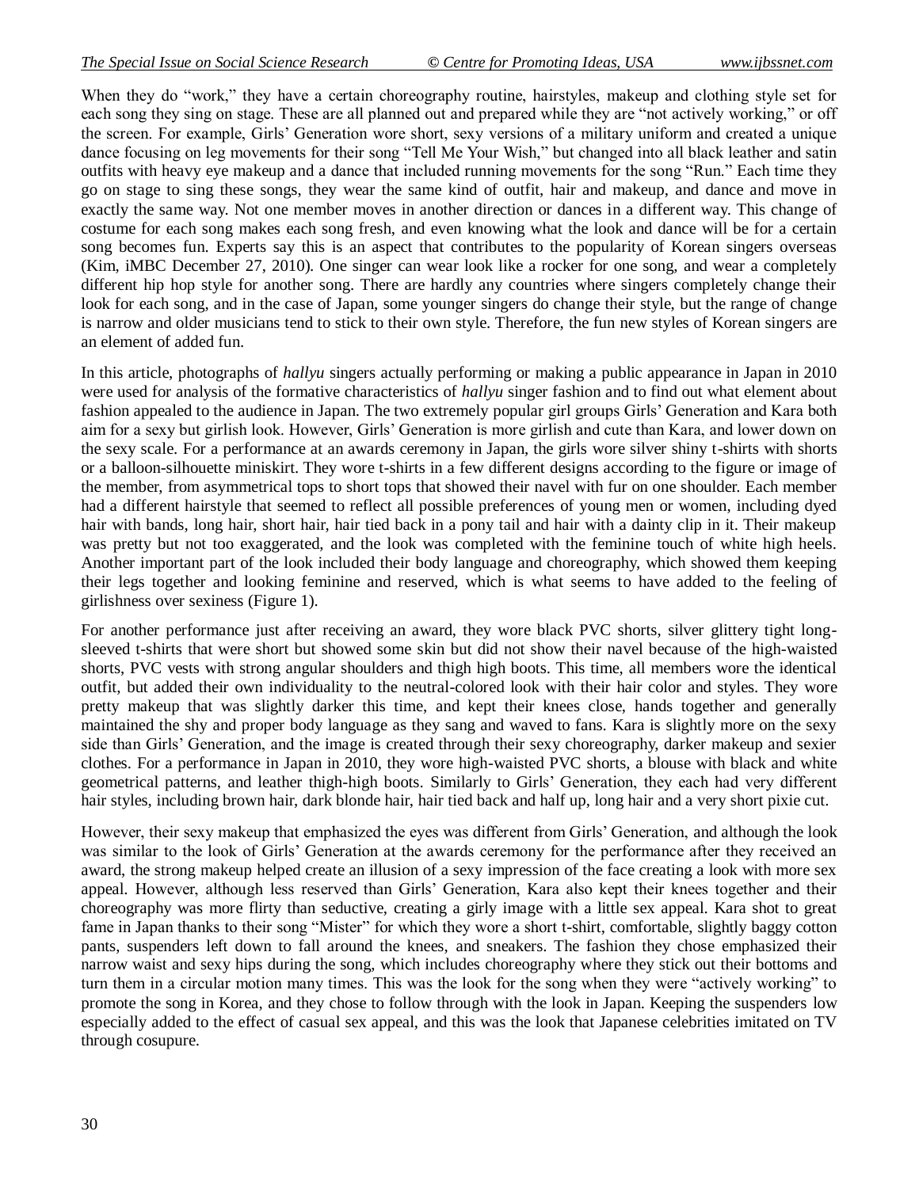When they do "work," they have a certain choreography routine, hairstyles, makeup and clothing style set for each song they sing on stage. These are all planned out and prepared while they are "not actively working," or off the screen. For example, Girls' Generation wore short, sexy versions of a military uniform and created a unique dance focusing on leg movements for their song "Tell Me Your Wish," but changed into all black leather and satin outfits with heavy eye makeup and a dance that included running movements for the song "Run." Each time they go on stage to sing these songs, they wear the same kind of outfit, hair and makeup, and dance and move in exactly the same way. Not one member moves in another direction or dances in a different way. This change of costume for each song makes each song fresh, and even knowing what the look and dance will be for a certain song becomes fun. Experts say this is an aspect that contributes to the popularity of Korean singers overseas (Kim, iMBC December 27, 2010). One singer can wear look like a rocker for one song, and wear a completely different hip hop style for another song. There are hardly any countries where singers completely change their look for each song, and in the case of Japan, some younger singers do change their style, but the range of change is narrow and older musicians tend to stick to their own style. Therefore, the fun new styles of Korean singers are an element of added fun.

In this article, photographs of *hallyu* singers actually performing or making a public appearance in Japan in 2010 were used for analysis of the formative characteristics of *hallyu* singer fashion and to find out what element about fashion appealed to the audience in Japan. The two extremely popular girl groups Girls' Generation and Kara both aim for a sexy but girlish look. However, Girls' Generation is more girlish and cute than Kara, and lower down on the sexy scale. For a performance at an awards ceremony in Japan, the girls wore silver shiny t-shirts with shorts or a balloon-silhouette miniskirt. They wore t-shirts in a few different designs according to the figure or image of the member, from asymmetrical tops to short tops that showed their navel with fur on one shoulder. Each member had a different hairstyle that seemed to reflect all possible preferences of young men or women, including dyed hair with bands, long hair, short hair, hair tied back in a pony tail and hair with a dainty clip in it. Their makeup was pretty but not too exaggerated, and the look was completed with the feminine touch of white high heels. Another important part of the look included their body language and choreography, which showed them keeping their legs together and looking feminine and reserved, which is what seems to have added to the feeling of girlishness over sexiness (Figure 1).

For another performance just after receiving an award, they wore black PVC shorts, silver glittery tight long-sleeved t-shirts that were short but showed some skin but did not show their navel because of the high-waisted shorts, PVC vests with strong angular shoulders and thigh high boots. This time, all members wore the identical outfit, but added their own individuality to the neutral-colored look with their hair color and styles. They wore pretty makeup that was slightly darker this time, and kept their knees close, hands together and generally maintained the shy and proper body language as they sang and waved to fans. Kara is slightly more on the sexy side than Girls' Generation, and the image is created through their sexy choreography, darker makeup and sexier clothes. For a performance in Japan in 2010, they wore high-waisted PVC shorts, a blouse with black and white geometrical patterns, and leather thigh-high boots. Similarly to Girls' Generation, they each had very different hair styles, including brown hair, dark blonde hair, hair tied back and half up, long hair and a very short pixie cut.

However, their sexy makeup that emphasized the eyes was different from Girls' Generation, and although the look was similar to the look of Girls' Generation at the awards ceremony for the performance after they received an award, the strong makeup helped create an illusion of a sexy impression of the face creating a look with more sex appeal. However, although less reserved than Girls' Generation, Kara also kept their knees together and their choreography was more flirty than seductive, creating a girly image with a little sex appeal. Kara shot to great fame in Japan thanks to their song "Mister" for which they wore a short t-shirt, comfortable, slightly baggy cotton pants, suspenders left down to fall around the knees, and sneakers. The fashion they chose emphasized their narrow waist and sexy hips during the song, which includes choreography where they stick out their bottoms and turn them in a circular motion many times. This was the look for the song when they were "actively working" to promote the song in Korea, and they chose to follow through with the look in Japan. Keeping the suspenders low especially added to the effect of casual sex appeal, and this was the look that Japanese celebrities imitated on TV through cosupure.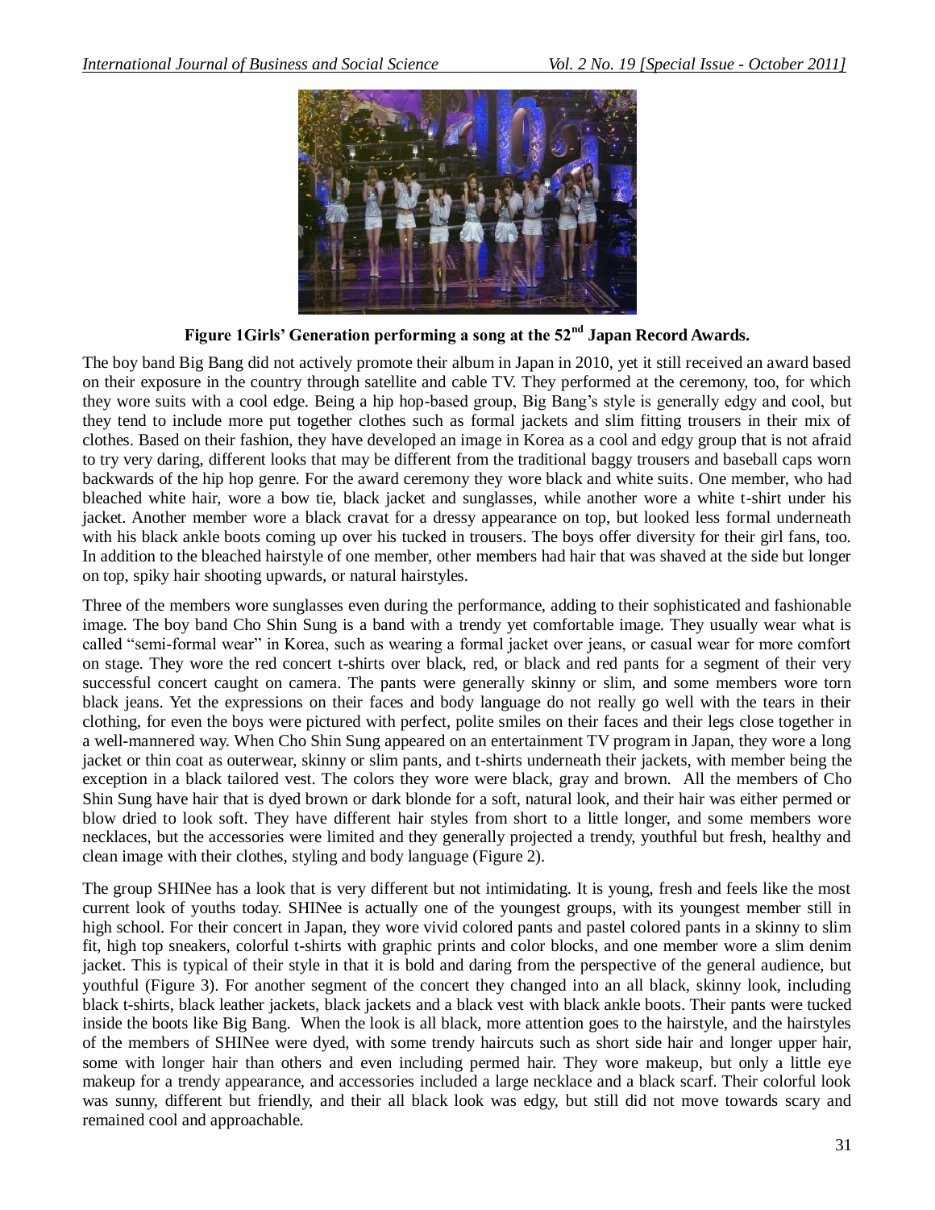**Figure 1Girls' Generation performing a song at the 52nd Japan Record Awards.**

The boy band Big Bang did not actively promote their album in Japan in 2010, yet it still received an award based on their exposure in the country through satellite and cable TV. They performed at the ceremony, too, for which they wore suits with a cool edge. Being a hip hop-based group, Big Bang's style is generally edgy and cool, but they tend to include more put together clothes such as formal jackets and slim fitting trousers in their mix of clothes. Based on their fashion, they have developed an image in Korea as a cool and edgy group that is not afraid to try very daring, different looks that may be different from the traditional baggy trousers and baseball caps worn backwards of the hip hop genre. For the award ceremony they wore black and white suits. One member, who had bleached white hair, wore a bow tie, black jacket and sunglasses, while another wore a white t-shirt under his jacket. Another member wore a black cravat for a dressy appearance on top, but looked less formal underneath with his black ankle boots coming up over his tucked in trousers. The boys offer diversity for their girl fans, too. In addition to the bleached hairstyle of one member, other members had hair that was shaved at the side but longer on top, spiky hair shooting upwards, or natural hairstyles.

Three of the members wore sunglasses even during the performance, adding to their sophisticated and fashionable image. The boy band Cho Shin Sung is a band with a trendy yet comfortable image. They usually wear what is called "semi-formal wear" in Korea, such as wearing a formal jacket over jeans, or casual wear for more comfort on stage. They wore the red concert t-shirts over black, red, or black and red pants for a segment of their very successful concert caught on camera. The pants were generally skinny or slim, and some members wore torn black jeans. Yet the expressions on their faces and body language do not really go well with the tears in their clothing, for even the boys were pictured with perfect, polite smiles on their faces and their legs close together in a well-mannered way. When Cho Shin Sung appeared on an entertainment TV program in Japan, they wore a long jacket or thin coat as outerwear, skinny or slim pants, and t-shirts underneath their jackets, with member being the exception in a black tailored vest. The colors they wore were black, gray and brown. All the members of Cho Shin Sung have hair that is dyed brown or dark blonde for a soft, natural look, and their hair was either permed or blow dried to look soft. They have different hair styles from short to a little longer, and some members wore necklaces, but the accessories were limited and they generally projected a trendy, youthful but fresh, healthy and clean image with their clothes, styling and body language (Figure 2).

The group SHINee has a look that is very different but not intimidating. It is young, fresh and feels like the most current look of youths today. SHINee is actually one of the youngest groups, with its youngest member still in high school. For their concert in Japan, they wore vivid colored pants and pastel colored pants in a skinny to slim fit, high top sneakers, colorful t-shirts with graphic prints and color blocks, and one member wore a slim denim jacket. This is typical of their style in that it is bold and daring from the perspective of the general audience, but youthful (Figure 3). For another segment of the concert they changed into an all black, skinny look, including black t-shirts, black leather jackets, black jackets and a black vest with black ankle boots. Their pants were tucked inside the boots like Big Bang. When the look is all black, more attention goes to the hairstyle, and the hairstyles of the members of SHINee were dyed, with some trendy haircuts such as short side hair and longer upper hair, some with longer hair than others and even including permed hair. They wore makeup, but only a little eye makeup for a trendy appearance, and accessories included a large necklace and a black scarf. Their colorful look was sunny, different but friendly, and their all black look was edgy, but still did not move towards scary and remained cool and approachable.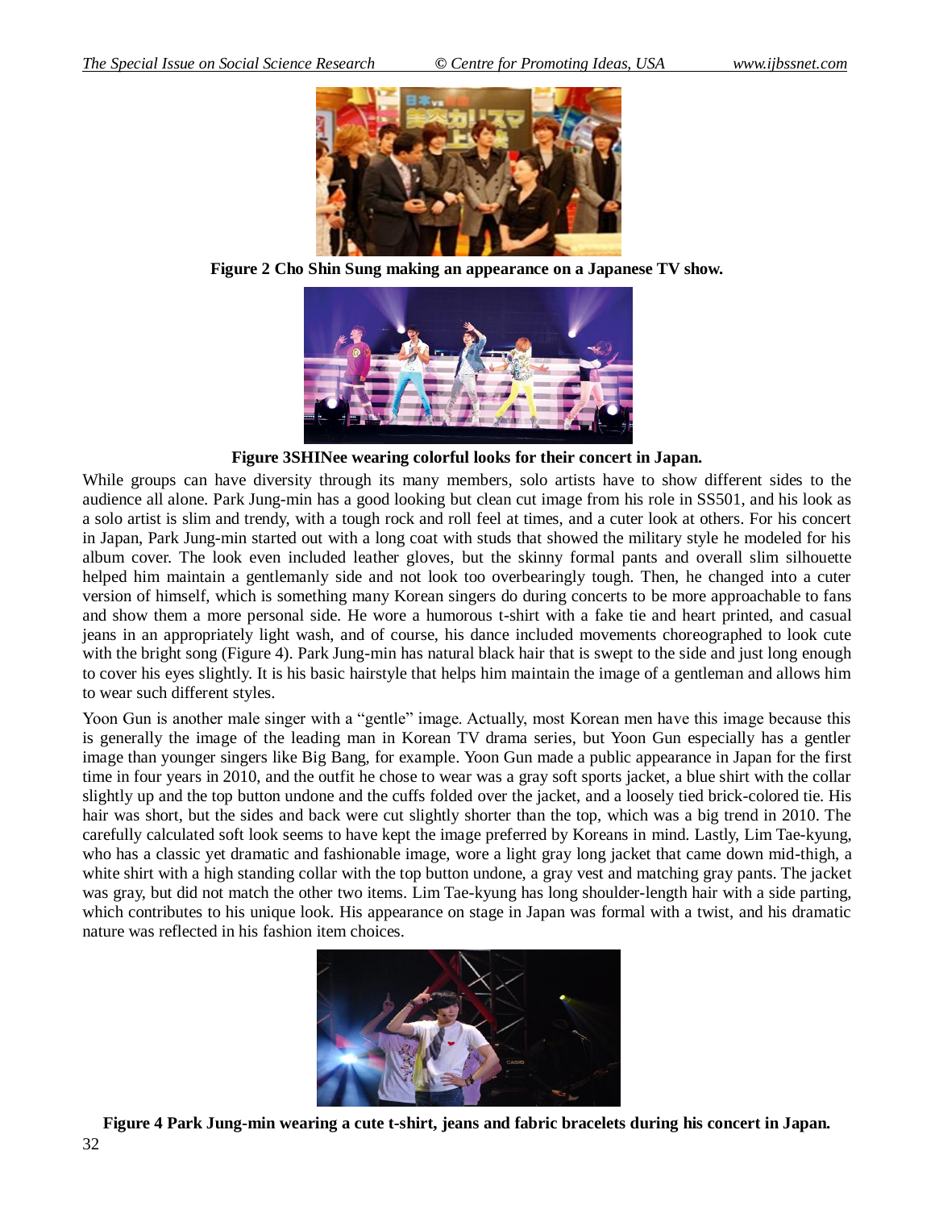**Figure 2 Cho Shin Sung making an appearance on a Japanese TV show.**

**Figure 3SHINee wearing colorful looks for their concert in Japan.**

While groups can have diversity through its many members, solo artists have to show different sides to the audience all alone. Park Jung-min has a good looking but clean cut image from his role in SS501, and his look as a solo artist is slim and trendy, with a tough rock and roll feel at times, and a cuter look at others. For his concert in Japan, Park Jung-min started out with a long coat with studs that showed the military style he modeled for his album cover. The look even included leather gloves, but the skinny formal pants and overall slim silhouette helped him maintain a gentlemanly side and not look too overbearingly tough. Then, he changed into a cuter version of himself, which is something many Korean singers do during concerts to be more approachable to fans and show them a more personal side. He wore a humorous t-shirt with a fake tie and heart printed, and casual jeans in an appropriately light wash, and of course, his dance included movements choreographed to look cute with the bright song (Figure 4). Park Jung-min has natural black hair that is swept to the side and just long enough to cover his eyes slightly. It is his basic hairstyle that helps him maintain the image of a gentleman and allows him to wear such different styles.

Yoon Gun is another male singer with a "gentle" image. Actually, most Korean men have this image because this is generally the image of the leading man in Korean TV drama series, but Yoon Gun especially has a gentler image than younger singers like Big Bang, for example. Yoon Gun made a public appearance in Japan for the first time in four years in 2010, and the outfit he chose to wear was a gray soft sports jacket, a blue shirt with the collar slightly up and the top button undone and the cuffs folded over the jacket, and a loosely tied brick-colored tie. His hair was short, but the sides and back were cut slightly shorter than the top, which was a big trend in 2010. The carefully calculated soft look seems to have kept the image preferred by Koreans in mind. Lastly, Lim Tae-kyung, who has a classic yet dramatic and fashionable image, wore a light gray long jacket that came down mid-thigh, a white shirt with a high standing collar with the top button undone, a gray vest and matching gray pants. The jacket was gray, but did not match the other two items. Lim Tae-kyung has long shoulder-length hair with a side parting, which contributes to his unique look. His appearance on stage in Japan was formal with a twist, and his dramatic nature was reflected in his fashion item choices.

**Figure 4 Park Jung-min wearing a cute t-shirt, jeans and fabric bracelets during his concert in Japan.**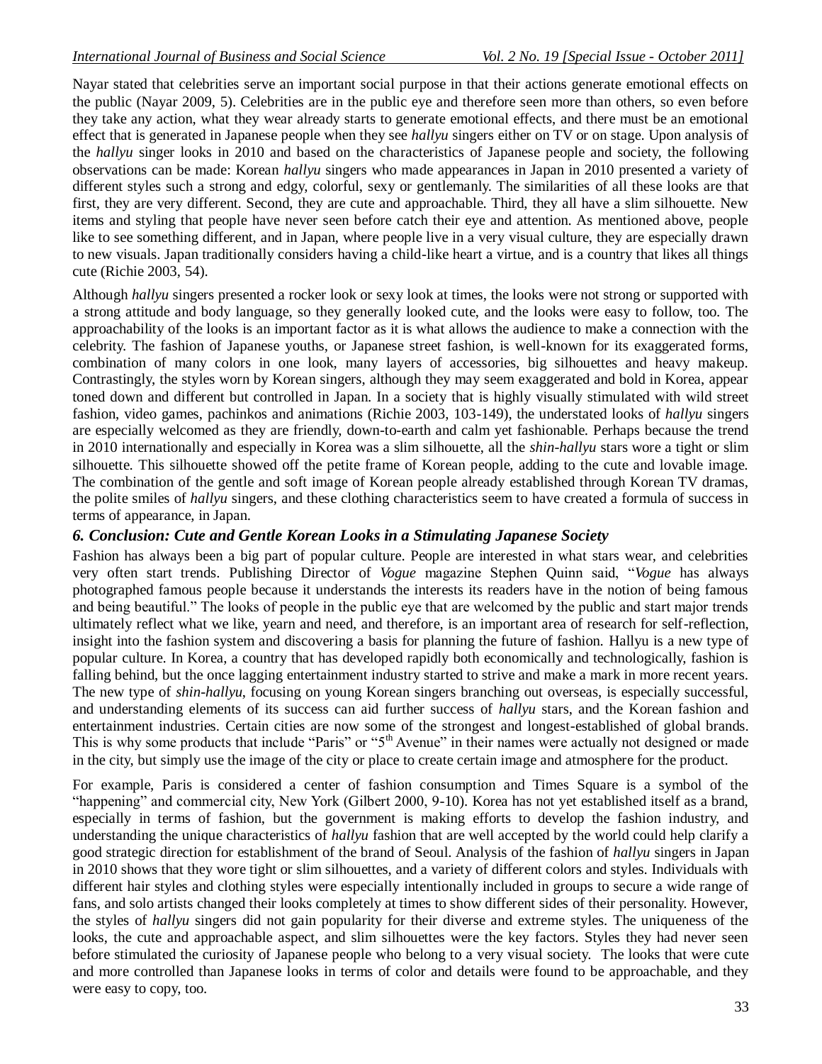Nayar stated that celebrities serve an important social purpose in that their actions generate emotional effects on the public (Nayar 2009, 5). Celebrities are in the public eye and therefore seen more than others, so even before they take any action, what they wear already starts to generate emotional effects, and there must be an emotional effect that is generated in Japanese people when they see *hallyu* singers either on TV or on stage. Upon analysis of the *hallyu* singer looks in 2010 and based on the characteristics of Japanese people and society, the following observations can be made: Korean *hallyu* singers who made appearances in Japan in 2010 presented a variety of different styles such a strong and edgy, colorful, sexy or gentlemanly. The similarities of all these looks are that first, they are very different. Second, they are cute and approachable. Third, they all have a slim silhouette. New items and styling that people have never seen before catch their eye and attention. As mentioned above, people like to see something different, and in Japan, where people live in a very visual culture, they are especially drawn to new visuals. Japan traditionally considers having a child-like heart a virtue, and is a country that likes all things cute (Richie 2003, 54).

Although *hallyu* singers presented a rocker look or sexy look at times, the looks were not strong or supported with a strong attitude and body language, so they generally looked cute, and the looks were easy to follow, too. The approachability of the looks is an important factor as it is what allows the audience to make a connection with the celebrity. The fashion of Japanese youths, or Japanese street fashion, is well-known for its exaggerated forms, combination of many colors in one look, many layers of accessories, big silhouettes and heavy makeup. Contrastingly, the styles worn by Korean singers, although they may seem exaggerated and bold in Korea, appear toned down and different but controlled in Japan. In a society that is highly visually stimulated with wild street fashion, video games, pachinkos and animations (Richie 2003, 103-149), the understated looks of *hallyu* singers are especially welcomed as they are friendly, down-to-earth and calm yet fashionable. Perhaps because the trend in 2010 internationally and especially in Korea was a slim silhouette, all the *shin-hallyu* stars wore a tight or slim silhouette. This silhouette showed off the petite frame of Korean people, adding to the cute and lovable image. The combination of the gentle and soft image of Korean people already established through Korean TV dramas, the polite smiles of *hallyu* singers, and these clothing characteristics seem to have created a formula of success in terms of appearance, in Japan.

### *6. Conclusion: Cute and Gentle Korean Looks in a Stimulating Japanese Society*

Fashion has always been a big part of popular culture. People are interested in what stars wear, and celebrities very often start trends. Publishing Director of *Vogue* magazine Stephen Quinn said, "*Vogue* has always photographed famous people because it understands the interests its readers have in the notion of being famous and being beautiful." The looks of people in the public eye that are welcomed by the public and start major trends ultimately reflect what we like, yearn and need, and therefore, is an important area of research for self-reflection, insight into the fashion system and discovering a basis for planning the future of fashion. Hallyu is a new type of popular culture. In Korea, a country that has developed rapidly both economically and technologically, fashion is falling behind, but the once lagging entertainment industry started to strive and make a mark in more recent years. The new type of *shin-hallyu*, focusing on young Korean singers branching out overseas, is especially successful, and understanding elements of its success can aid further success of *hallyu* stars, and the Korean fashion and entertainment industries. Certain cities are now some of the strongest and longest-established of global brands. This is why some products that include "Paris" or "5th Avenue" in their names were actually not designed or made in the city, but simply use the image of the city or place to create certain image and atmosphere for the product.

For example, Paris is considered a center of fashion consumption and Times Square is a symbol of the "happening" and commercial city, New York (Gilbert 2000, 9-10). Korea has not yet established itself as a brand, especially in terms of fashion, but the government is making efforts to develop the fashion industry, and understanding the unique characteristics of *hallyu* fashion that are well accepted by the world could help clarify a good strategic direction for establishment of the brand of Seoul. Analysis of the fashion of *hallyu* singers in Japan in 2010 shows that they wore tight or slim silhouettes, and a variety of different colors and styles. Individuals with different hair styles and clothing styles were especially intentionally included in groups to secure a wide range of fans, and solo artists changed their looks completely at times to show different sides of their personality. However, the styles of *hallyu* singers did not gain popularity for their diverse and extreme styles. The uniqueness of the looks, the cute and approachable aspect, and slim silhouettes were the key factors. Styles they had never seen before stimulated the curiosity of Japanese people who belong to a very visual society. The looks that were cute and more controlled than Japanese looks in terms of color and details were found to be approachable, and they were easy to copy, too.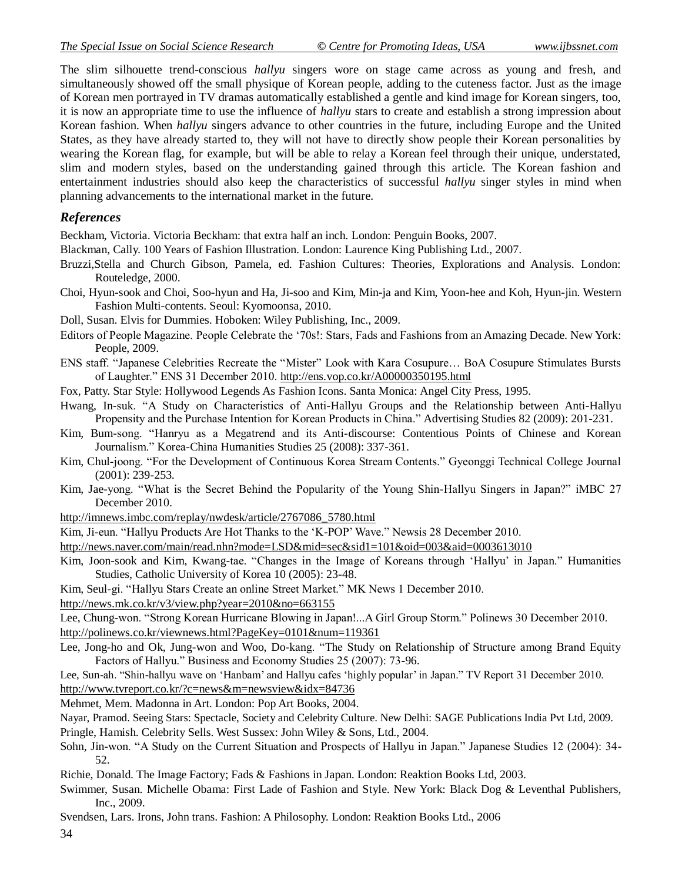The slim silhouette trend-conscious *hallyu* singers wore on stage came across as young and fresh, and simultaneously showed off the small physique of Korean people, adding to the cuteness factor. Just as the image of Korean men portrayed in TV dramas automatically established a gentle and kind image for Korean singers, too, it is now an appropriate time to use the influence of *hallyu* stars to create and establish a strong impression about Korean fashion. When *hallyu* singers advance to other countries in the future, including Europe and the United States, as they have already started to, they will not have to directly show people their Korean personalities by wearing the Korean flag, for example, but will be able to relay a Korean feel through their unique, understated, slim and modern styles, based on the understanding gained through this article. The Korean fashion and entertainment industries should also keep the characteristics of successful *hallyu* singer styles in mind when planning advancements to the international market in the future.

## References

Beckham, Victoria. Victoria Beckham: that extra half an inch. London: Penguin Books, 2007.

Blackman, Cally. 100 Years of Fashion Illustration. London: Laurence King Publishing Ltd., 2007.

Bruzzi,Stella and Church Gibson, Pamela, ed. Fashion Cultures: Theories, Explorations and Analysis. London: Routeledge, 2000.

Choi, Hyun-sook and Choi, Soo-hyun and Ha, Ji-soo and Kim, Min-ja and Kim, Yoon-hee and Koh, Hyun-jin. Western Fashion Multi-contents. Seoul: Kyomoonsa, 2010.

Doll, Susan. Elvis for Dummies. Hoboken: Wiley Publishing, Inc., 2009.

Editors of People Magazine. People Celebrate the '70s!: Stars, Fads and Fashions from an Amazing Decade. New York: People, 2009.

ENS staff. "Japanese Celebrities Recreate the "Mister" Look with Kara Cosupure… BoA Cosupure Stimulates Bursts of Laughter." ENS 31 December 2010. http://ens.vop.co.kr/A00000350195.html

Fox, Patty. Star Style: Hollywood Legends As Fashion Icons. Santa Monica: Angel City Press, 1995.

Hwang, In-suk. "A Study on Characteristics of Anti-Hallyu Groups and the Relationship between Anti-Hallyu Propensity and the Purchase Intention for Korean Products in China." Advertising Studies 82 (2009): 201-231.

Kim, Bum-song. "Hanryu as a Megatrend and its Anti-discourse: Contentious Points of Chinese and Korean Journalism." Korea-China Humanities Studies 25 (2008): 337-361.

Kim, Chul-joong. "For the Development of Continuous Korea Stream Contents." Gyeonggi Technical College Journal (2001): 239-253.

Kim, Jae-yong. "What is the Secret Behind the Popularity of the Young Shin-Hallyu Singers in Japan?" iMBC 27 December 2010.

http://imnews.imbc.com/replay/nwdesk/article/2767086_5780.html

Kim, Ji-eun. "Hallyu Products Are Hot Thanks to the 'K-POP' Wave." Newsis 28 December 2010.

http://news.naver.com/main/read.nhn?mode=LSD&mid=sec&sid1=101&oid=003&aid=0003613010

Kim, Joon-sook and Kim, Kwang-tae. "Changes in the Image of Koreans through 'Hallyu' in Japan." Humanities Studies, Catholic University of Korea 10 (2005): 23-48.

Kim, Seul-gi. "Hallyu Stars Create an online Street Market." MK News 1 December 2010.

http://news.mk.co.kr/v3/view.php?year=2010&no=663155

Lee, Chung-won. "Strong Korean Hurricane Blowing in Japan!...A Girl Group Storm." Polinews 30 December 2010.

http://polinews.co.kr/viewnews.html?PageKey=0101&num=119361

Lee, Jong-ho and Ok, Jung-won and Woo, Do-kang. "The Study on Relationship of Structure among Brand Equity Factors of Hallyu." Business and Economy Studies 25 (2007): 73-96.

Lee, Sun-ah. "Shin-hallyu wave on 'Hanbam' and Hallyu cafes 'highly popular' in Japan." TV Report 31 December 2010.

http://www.tvreport.co.kr/?c=news&m=newsview&idx=84736

Mehmet, Mem. Madonna in Art. London: Pop Art Books, 2004.

Nayar, Pramod. Seeing Stars: Spectacle, Society and Celebrity Culture. New Delhi: SAGE Publications India Pvt Ltd, 2009.

Pringle, Hamish. Celebrity Sells. West Sussex: John Wiley & Sons, Ltd., 2004.

Sohn, Jin-won. "A Study on the Current Situation and Prospects of Hallyu in Japan." Japanese Studies 12 (2004): 34-52.

Richie, Donald. The Image Factory; Fads & Fashions in Japan. London: Reaktion Books Ltd, 2003.

Swimmer, Susan. Michelle Obama: First Lade of Fashion and Style. New York: Black Dog & Leventhal Publishers, Inc., 2009.

Svendsen, Lars. Irons, John trans. Fashion: A Philosophy. London: Reaktion Books Ltd., 2006